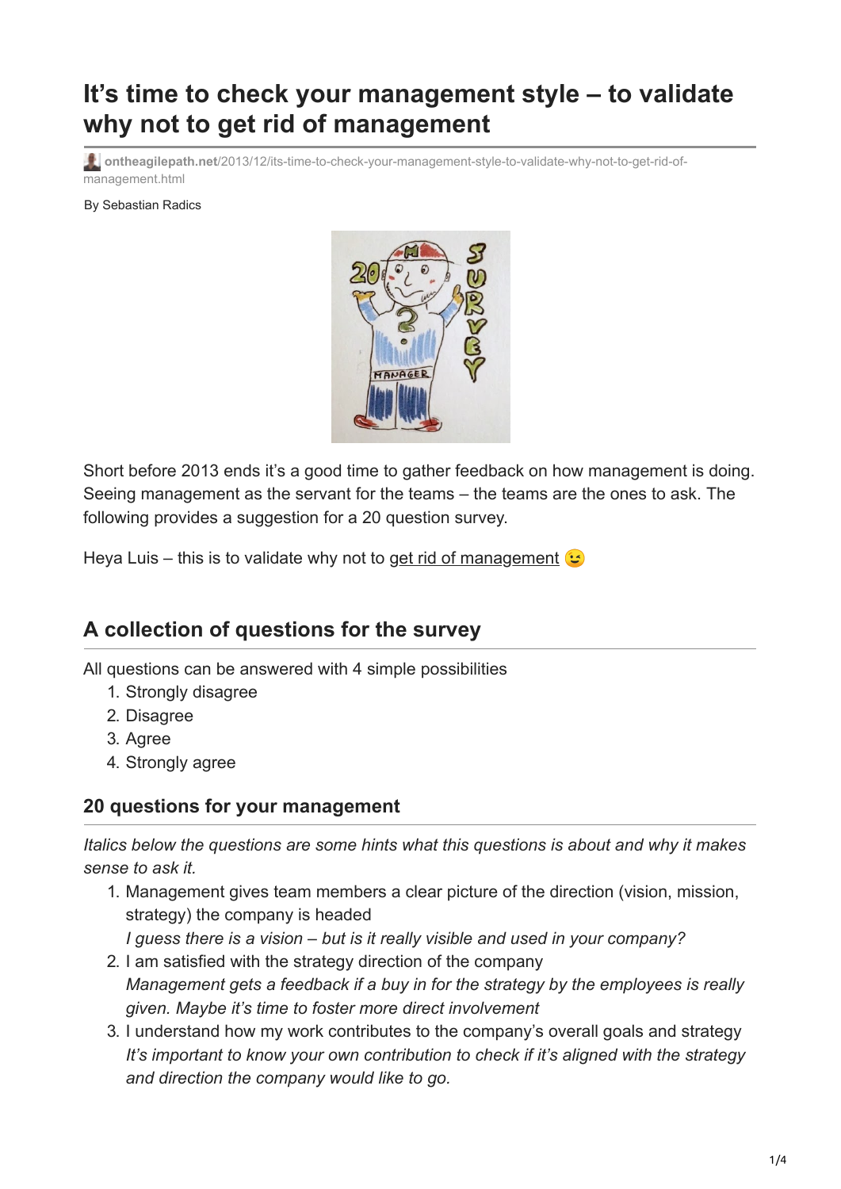# It's time to check your management style – to validate why not to get rid of management

ontheagilepath.net/2013/12/its-time-to-check-your-management-style-to-validate-why-not-to-get-rid-of-management.html

By Sebastian Radics

Short before 2013 ends it's a good time to gather feedback on how management is doing. Seeing management as the servant for the teams – the teams are the ones to ask. The following provides a suggestion for a 20 question survey.

Heya Luis – this is to validate why not to get rid of management 😉

## A collection of questions for the survey

All questions can be answered with 4 simple possibilities

1. Strongly disagree
2. Disagree
3. Agree
4. Strongly agree

### 20 questions for your management

*Italics below the questions are some hints what this questions is about and why it makes sense to ask it.*

1. Management gives team members a clear picture of the direction (vision, mission, strategy) the company is headed
   *I guess there is a vision – but is it really visible and used in your company?*
2. I am satisfied with the strategy direction of the company
   *Management gets a feedback if a buy in for the strategy by the employees is really given. Maybe it's time to foster more direct involvement*
3. I understand how my work contributes to the company's overall goals and strategy
   *It's important to know your own contribution to check if it's aligned with the strategy and direction the company would like to go.*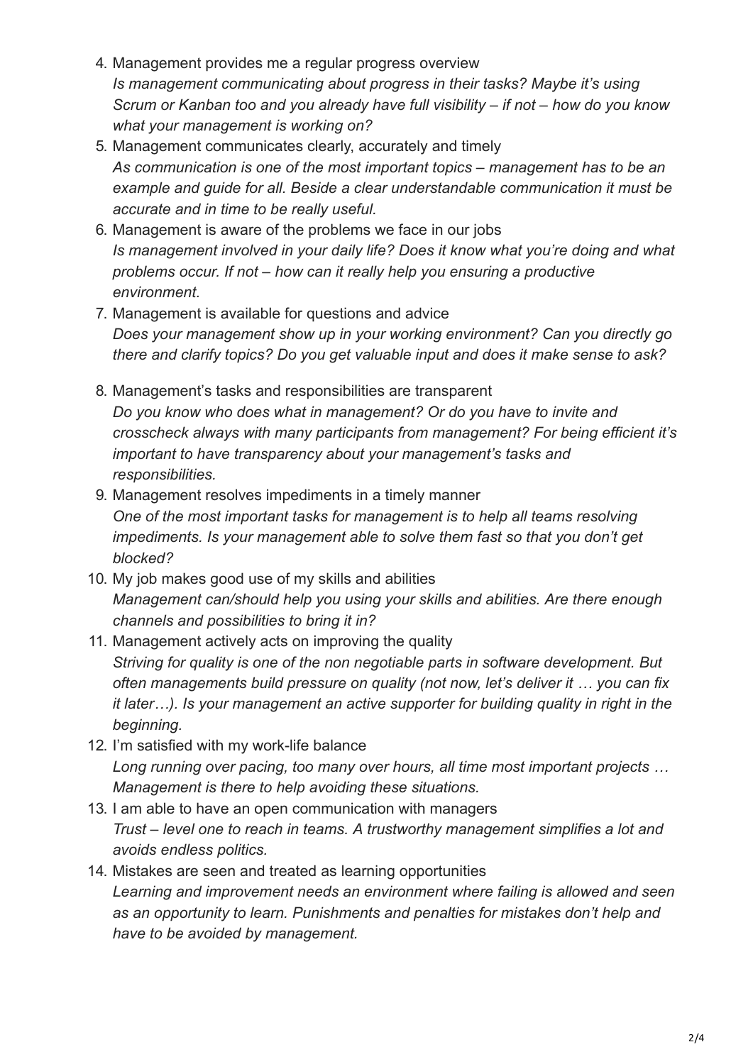4. Management provides me a regular progress overview
   *Is management communicating about progress in their tasks? Maybe it's using Scrum or Kanban too and you already have full visibility – if not – how do you know what your management is working on?*
5. Management communicates clearly, accurately and timely
   *As communication is one of the most important topics – management has to be an example and guide for all. Beside a clear understandable communication it must be accurate and in time to be really useful.*
6. Management is aware of the problems we face in our jobs
   *Is management involved in your daily life? Does it know what you're doing and what problems occur. If not – how can it really help you ensuring a productive environment.*
7. Management is available for questions and advice
   *Does your management show up in your working environment? Can you directly go there and clarify topics? Do you get valuable input and does it make sense to ask?*
8. Management's tasks and responsibilities are transparent
   *Do you know who does what in management? Or do you have to invite and crosscheck always with many participants from management? For being efficient it's important to have transparency about your management's tasks and responsibilities.*
9. Management resolves impediments in a timely manner
   *One of the most important tasks for management is to help all teams resolving impediments. Is your management able to solve them fast so that you don't get blocked?*
10. My job makes good use of my skills and abilities
    *Management can/should help you using your skills and abilities. Are there enough channels and possibilities to bring it in?*
11. Management actively acts on improving the quality
    *Striving for quality is one of the non negotiable parts in software development. But often managements build pressure on quality (not now, let's deliver it … you can fix it later…). Is your management an active supporter for building quality in right in the beginning.*
12. I'm satisfied with my work-life balance
    *Long running over pacing, too many over hours, all time most important projects … Management is there to help avoiding these situations.*
13. I am able to have an open communication with managers
    *Trust – level one to reach in teams. A trustworthy management simplifies a lot and avoids endless politics.*
14. Mistakes are seen and treated as learning opportunities
    *Learning and improvement needs an environment where failing is allowed and seen as an opportunity to learn. Punishments and penalties for mistakes don't help and have to be avoided by management.*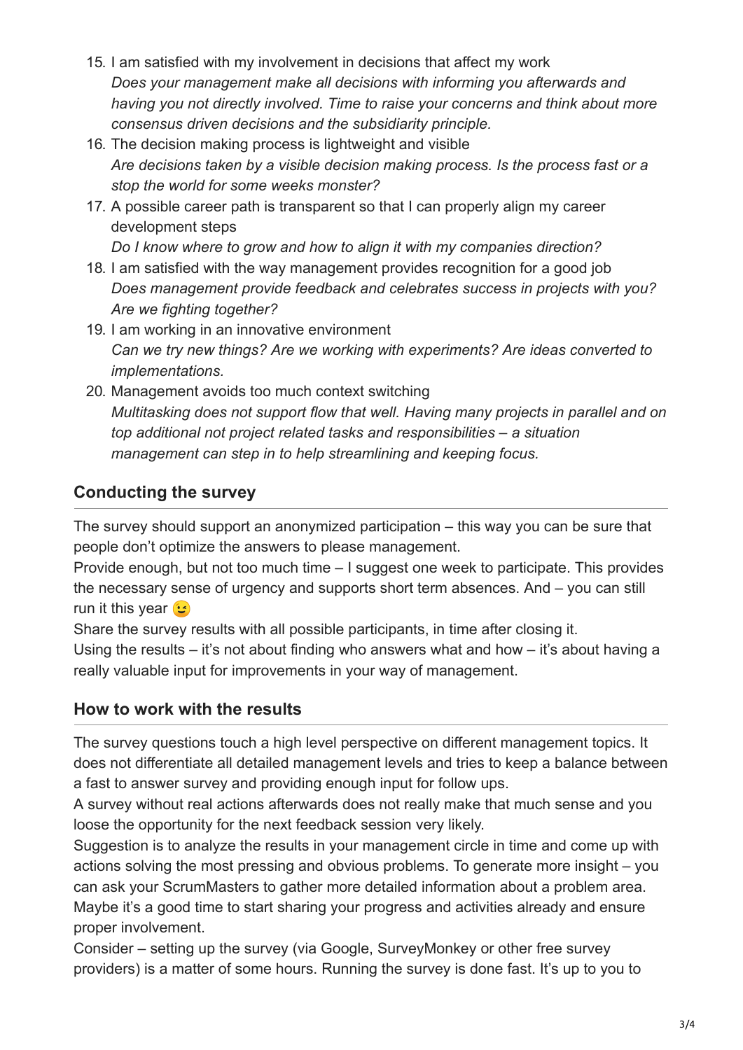15. I am satisfied with my involvement in decisions that affect my work
    *Does your management make all decisions with informing you afterwards and having you not directly involved. Time to raise your concerns and think about more consensus driven decisions and the subsidiarity principle.*
16. The decision making process is lightweight and visible
    *Are decisions taken by a visible decision making process. Is the process fast or a stop the world for some weeks monster?*
17. A possible career path is transparent so that I can properly align my career development steps
    *Do I know where to grow and how to align it with my companies direction?*
18. I am satisfied with the way management provides recognition for a good job
    *Does management provide feedback and celebrates success in projects with you? Are we fighting together?*
19. I am working in an innovative environment
    *Can we try new things? Are we working with experiments? Are ideas converted to implementations.*
20. Management avoids too much context switching
    *Multitasking does not support flow that well. Having many projects in parallel and on top additional not project related tasks and responsibilities – a situation management can step in to help streamlining and keeping focus.*

## Conducting the survey

The survey should support an anonymized participation – this way you can be sure that people don't optimize the answers to please management.
Provide enough, but not too much time – I suggest one week to participate. This provides the necessary sense of urgency and supports short term absences. And – you can still run it this year 😉
Share the survey results with all possible participants, in time after closing it.
Using the results – it's not about finding who answers what and how – it's about having a really valuable input for improvements in your way of management.

## How to work with the results

The survey questions touch a high level perspective on different management topics. It does not differentiate all detailed management levels and tries to keep a balance between a fast to answer survey and providing enough input for follow ups.
A survey without real actions afterwards does not really make that much sense and you loose the opportunity for the next feedback session very likely.
Suggestion is to analyze the results in your management circle in time and come up with actions solving the most pressing and obvious problems. To generate more insight – you can ask your ScrumMasters to gather more detailed information about a problem area.
Maybe it's a good time to start sharing your progress and activities already and ensure proper involvement.
Consider – setting up the survey (via Google, SurveyMonkey or other free survey providers) is a matter of some hours. Running the survey is done fast. It's up to you to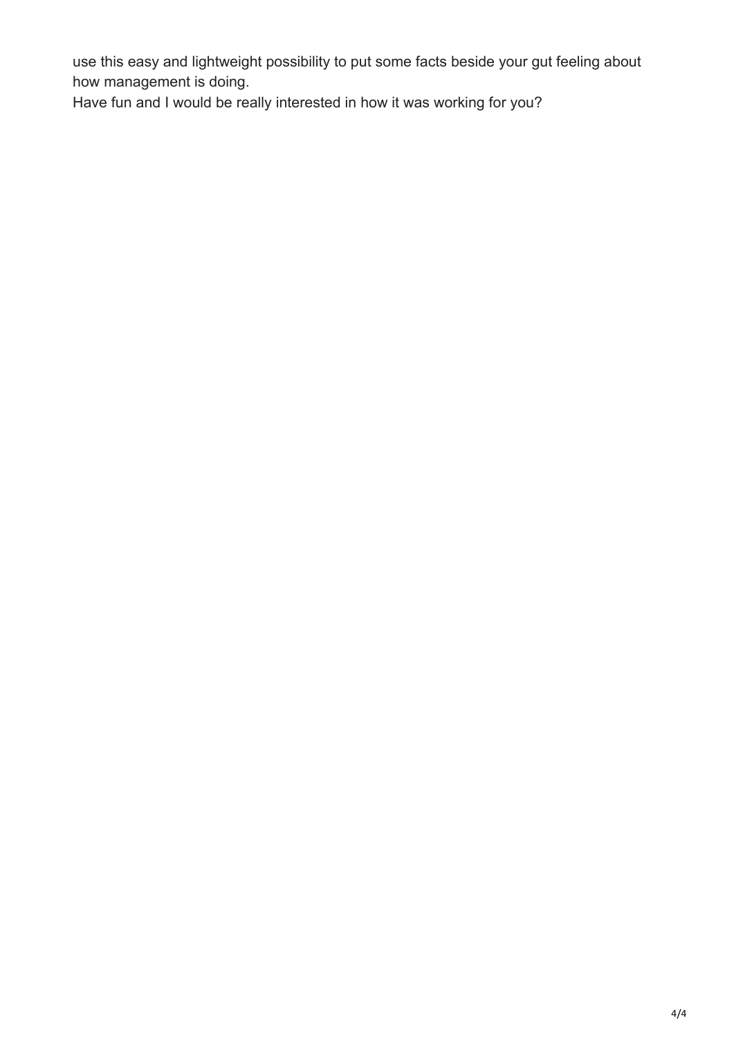use this easy and lightweight possibility to put some facts beside your gut feeling about how management is doing.

Have fun and I would be really interested in how it was working for you?